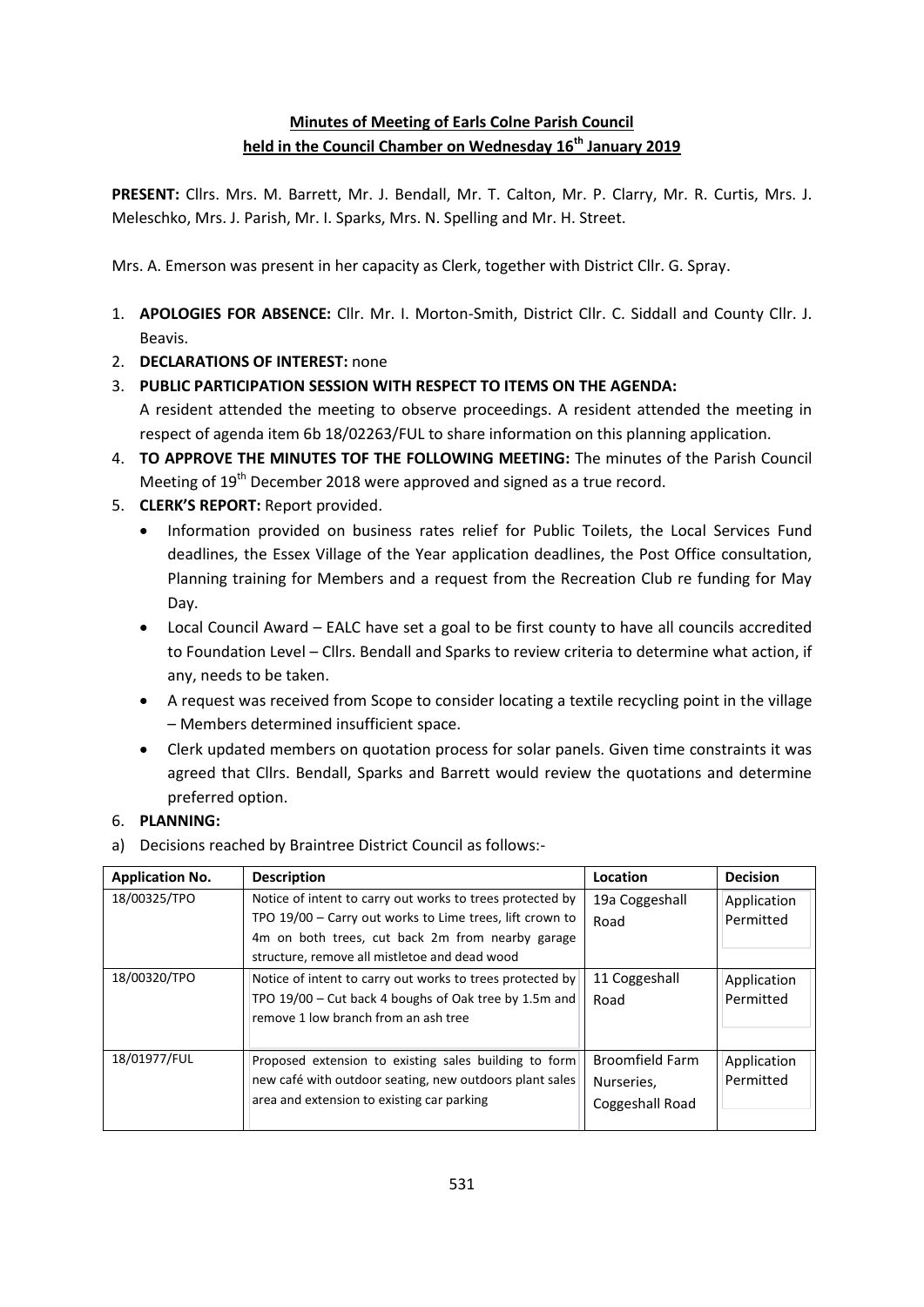**Minutes of Meeting of Earls Colne Parish Council**
**held in the Council Chamber on Wednesday 16th January 2019**

**PRESENT:** Cllrs. Mrs. M. Barrett, Mr. J. Bendall, Mr. T. Calton, Mr. P. Clarry, Mr. R. Curtis, Mrs. J. Meleschko, Mrs. J. Parish, Mr. I. Sparks, Mrs. N. Spelling and Mr. H. Street.

Mrs. A. Emerson was present in her capacity as Clerk, together with District Cllr. G. Spray.

1. **APOLOGIES FOR ABSENCE:** Cllr. Mr. I. Morton-Smith, District Cllr. C. Siddall and County Cllr. J. Beavis.
2. **DECLARATIONS OF INTEREST:** none
3. **PUBLIC PARTICIPATION SESSION WITH RESPECT TO ITEMS ON THE AGENDA:**
   A resident attended the meeting to observe proceedings. A resident attended the meeting in respect of agenda item 6b 18/02263/FUL to share information on this planning application.
4. **TO APPROVE THE MINUTES TOF THE FOLLOWING MEETING:** The minutes of the Parish Council Meeting of 19th December 2018 were approved and signed as a true record.
5. **CLERK'S REPORT:** Report provided.
   - Information provided on business rates relief for Public Toilets, the Local Services Fund deadlines, the Essex Village of the Year application deadlines, the Post Office consultation, Planning training for Members and a request from the Recreation Club re funding for May Day.
   - Local Council Award – EALC have set a goal to be first county to have all councils accredited to Foundation Level – Cllrs. Bendall and Sparks to review criteria to determine what action, if any, needs to be taken.
   - A request was received from Scope to consider locating a textile recycling point in the village – Members determined insufficient space.
   - Clerk updated members on quotation process for solar panels. Given time constraints it was agreed that Cllrs. Bendall, Sparks and Barrett would review the quotations and determine preferred option.
6. **PLANNING:**

a) Decisions reached by Braintree District Council as follows:-

| **Application No.** | **Description** | **Location** | **Decision** |
|---|---|---|---|
| 18/00325/TPO | Notice of intent to carry out works to trees protected by TPO 19/00 – Carry out works to Lime trees, lift crown to 4m on both trees, cut back 2m from nearby garage structure, remove all mistletoe and dead wood | 19a Coggeshall Road | Application Permitted |
| 18/00320/TPO | Notice of intent to carry out works to trees protected by TPO 19/00 – Cut back 4 boughs of Oak tree by 1.5m and remove 1 low branch from an ash tree | 11 Coggeshall Road | Application Permitted |
| 18/01977/FUL | Proposed extension to existing sales building to form new café with outdoor seating, new outdoors plant sales area and extension to existing car parking | Broomfield Farm Nurseries, Coggeshall Road | Application Permitted |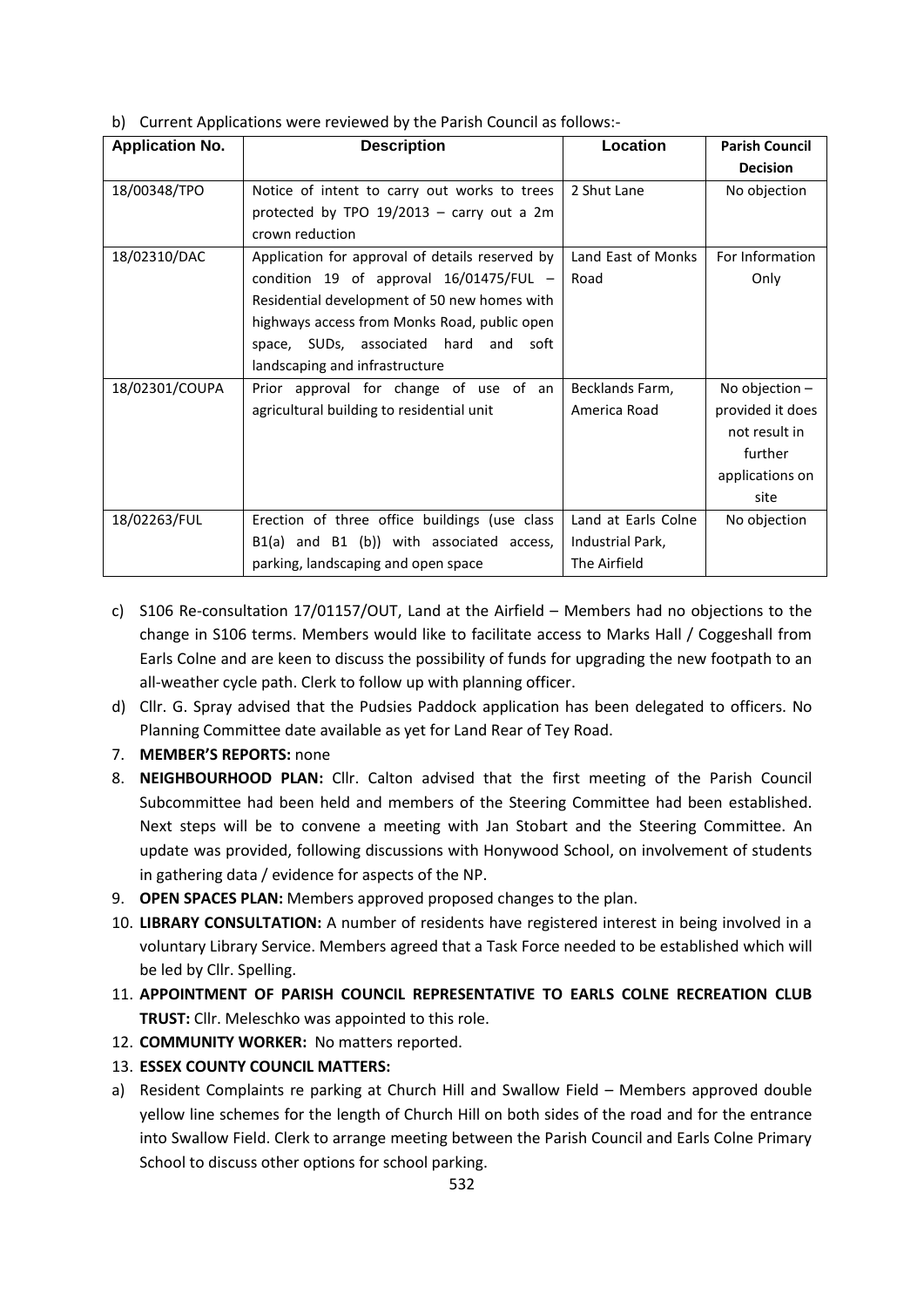b) Current Applications were reviewed by the Parish Council as follows:-

| Application No. | Description | Location | Parish Council Decision |
|---|---|---|---|
| 18/00348/TPO | Notice of intent to carry out works to trees protected by TPO 19/2013 – carry out a 2m crown reduction | 2 Shut Lane | No objection |
| 18/02310/DAC | Application for approval of details reserved by condition 19 of approval 16/01475/FUL – Residential development of 50 new homes with highways access from Monks Road, public open space, SUDs, associated hard and soft landscaping and infrastructure | Land East of Monks Road | For Information Only |
| 18/02301/COUPA | Prior approval for change of use of an agricultural building to residential unit | Becklands Farm, America Road | No objection – provided it does not result in further applications on site |
| 18/02263/FUL | Erection of three office buildings (use class B1(a) and B1 (b)) with associated access, parking, landscaping and open space | Land at Earls Colne Industrial Park, The Airfield | No objection |

c) S106 Re-consultation 17/01157/OUT, Land at the Airfield – Members had no objections to the change in S106 terms. Members would like to facilitate access to Marks Hall / Coggeshall from Earls Colne and are keen to discuss the possibility of funds for upgrading the new footpath to an all-weather cycle path. Clerk to follow up with planning officer.

d) Cllr. G. Spray advised that the Pudsies Paddock application has been delegated to officers. No Planning Committee date available as yet for Land Rear of Tey Road.

7. **MEMBER'S REPORTS:** none

8. **NEIGHBOURHOOD PLAN:** Cllr. Calton advised that the first meeting of the Parish Council Subcommittee had been held and members of the Steering Committee had been established. Next steps will be to convene a meeting with Jan Stobart and the Steering Committee. An update was provided, following discussions with Honywood School, on involvement of students in gathering data / evidence for aspects of the NP.

9. **OPEN SPACES PLAN:** Members approved proposed changes to the plan.

10. **LIBRARY CONSULTATION:** A number of residents have registered interest in being involved in a voluntary Library Service. Members agreed that a Task Force needed to be established which will be led by Cllr. Spelling.

11. **APPOINTMENT OF PARISH COUNCIL REPRESENTATIVE TO EARLS COLNE RECREATION CLUB TRUST:** Cllr. Meleschko was appointed to this role.

12. **COMMUNITY WORKER:** No matters reported.

13. **ESSEX COUNTY COUNCIL MATTERS:**

a) Resident Complaints re parking at Church Hill and Swallow Field – Members approved double yellow line schemes for the length of Church Hill on both sides of the road and for the entrance into Swallow Field. Clerk to arrange meeting between the Parish Council and Earls Colne Primary School to discuss other options for school parking.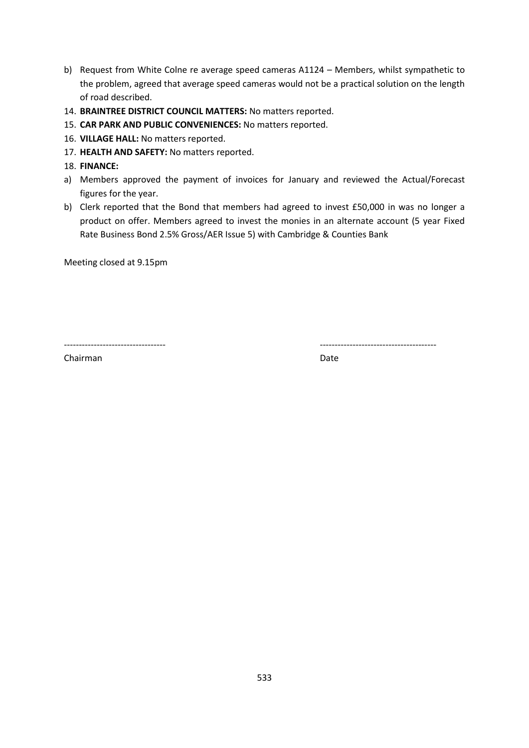b) Request from White Colne re average speed cameras A1124 – Members, whilst sympathetic to the problem, agreed that average speed cameras would not be a practical solution on the length of road described.

14. **BRAINTREE DISTRICT COUNCIL MATTERS:** No matters reported.
15. **CAR PARK AND PUBLIC CONVENIENCES:** No matters reported.
16. **VILLAGE HALL:** No matters reported.
17. **HEALTH AND SAFETY:** No matters reported.
18. **FINANCE:**

a) Members approved the payment of invoices for January and reviewed the Actual/Forecast figures for the year.

b) Clerk reported that the Bond that members had agreed to invest £50,000 in was no longer a product on offer. Members agreed to invest the monies in an alternate account (5 year Fixed Rate Business Bond 2.5% Gross/AER Issue 5) with Cambridge & Counties Bank

Meeting closed at 9.15pm

---------------------------------- &nbsp;&nbsp;&nbsp;&nbsp;&nbsp;&nbsp;&nbsp;&nbsp;&nbsp;&nbsp;&nbsp;&nbsp;&nbsp;&nbsp;&nbsp;&nbsp;&nbsp;&nbsp;&nbsp;&nbsp;&nbsp;&nbsp;&nbsp;&nbsp;&nbsp;&nbsp;&nbsp;&nbsp;&nbsp;&nbsp; ---------------------------------------

Chairman &nbsp;&nbsp;&nbsp;&nbsp;&nbsp;&nbsp;&nbsp;&nbsp;&nbsp;&nbsp;&nbsp;&nbsp;&nbsp;&nbsp;&nbsp;&nbsp;&nbsp;&nbsp;&nbsp;&nbsp;&nbsp;&nbsp;&nbsp;&nbsp;&nbsp;&nbsp;&nbsp;&nbsp;&nbsp;&nbsp;&nbsp;&nbsp;&nbsp;&nbsp;&nbsp;&nbsp;&nbsp;&nbsp;&nbsp;&nbsp;&nbsp;&nbsp;&nbsp;&nbsp;&nbsp;&nbsp;&nbsp;&nbsp;&nbsp;&nbsp; Date